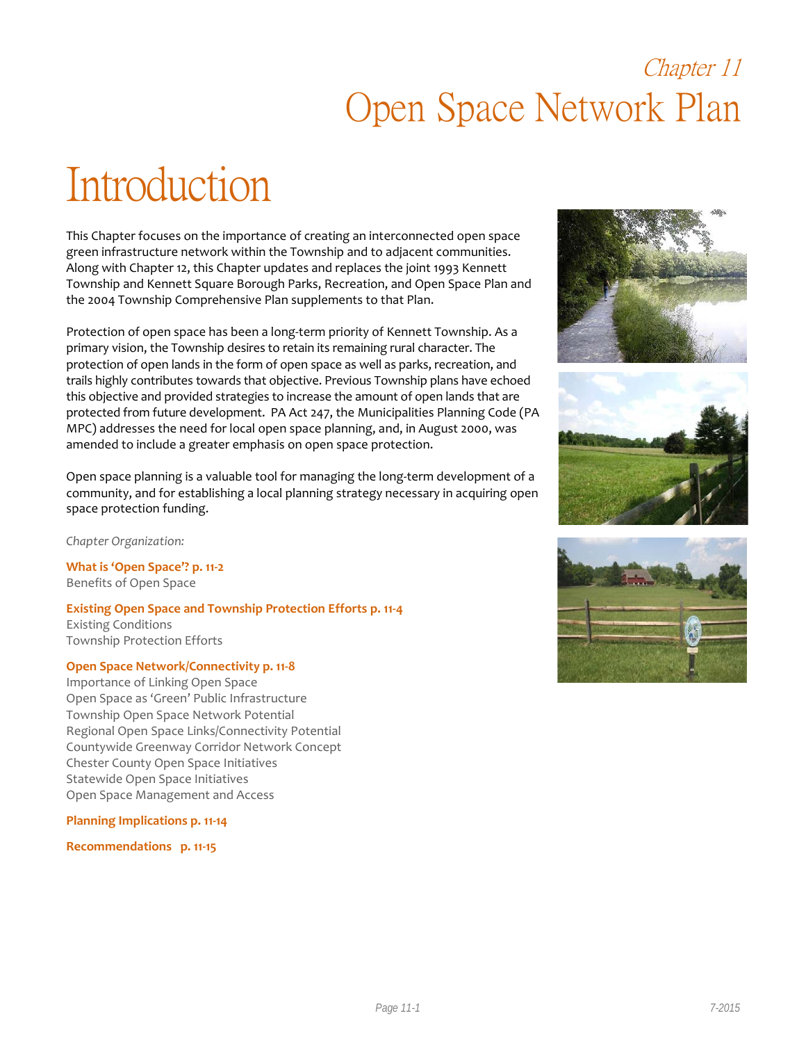*Chapter 11*

# Open Space Network Plan

## Introduction

This Chapter focuses on the importance of creating an interconnected open space green infrastructure network within the Township and to adjacent communities. Along with Chapter 12, this Chapter updates and replaces the joint 1993 Kennett Township and Kennett Square Borough Parks, Recreation, and Open Space Plan and the 2004 Township Comprehensive Plan supplements to that Plan.

Protection of open space has been a long-term priority of Kennett Township. As a primary vision, the Township desires to retain its remaining rural character. The protection of open lands in the form of open space as well as parks, recreation, and trails highly contributes towards that objective. Previous Township plans have echoed this objective and provided strategies to increase the amount of open lands that are protected from future development. PA Act 247, the Municipalities Planning Code (PA MPC) addresses the need for local open space planning, and, in August 2000, was amended to include a greater emphasis on open space protection.

Open space planning is a valuable tool for managing the long-term development of a community, and for establishing a local planning strategy necessary in acquiring open space protection funding.

*Chapter Organization:*

**What is 'Open Space'? p. 11-2**
Benefits of Open Space

**Existing Open Space and Township Protection Efforts p. 11-4**
Existing Conditions
Township Protection Efforts

**Open Space Network/Connectivity p. 11-8**
Importance of Linking Open Space
Open Space as 'Green' Public Infrastructure
Township Open Space Network Potential
Regional Open Space Links/Connectivity Potential
Countywide Greenway Corridor Network Concept
Chester County Open Space Initiatives
Statewide Open Space Initiatives
Open Space Management and Access

**Planning Implications p. 11-14**

**Recommendations p. 11-15**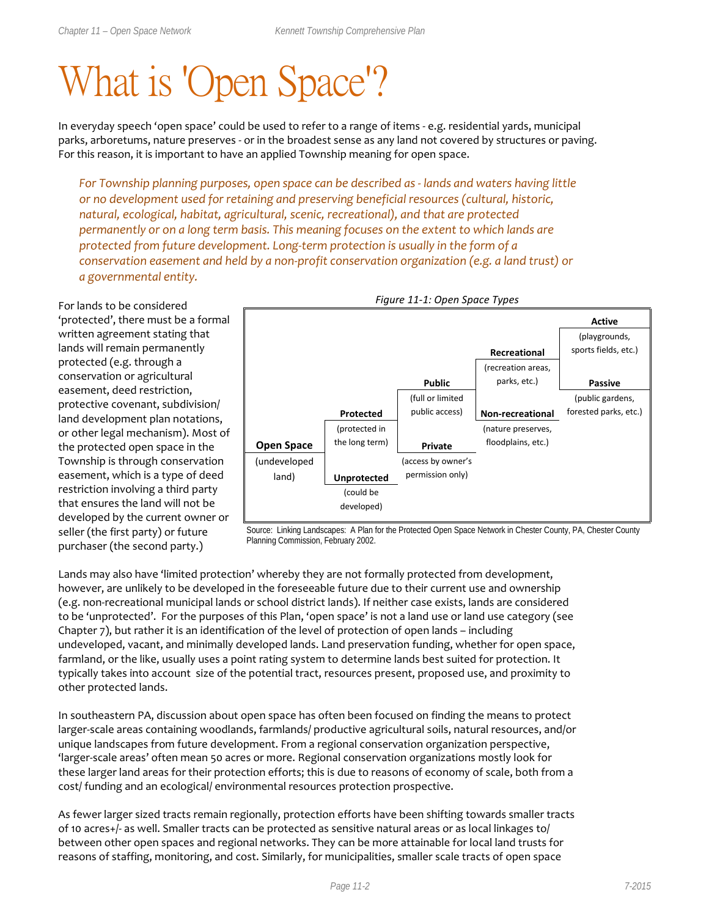# What is 'Open Space'?

In everyday speech 'open space' could be used to refer to a range of items - e.g. residential yards, municipal parks, arboretums, nature preserves - or in the broadest sense as any land not covered by structures or paving. For this reason, it is important to have an applied Township meaning for open space.

*For Township planning purposes, open space can be described as - lands and waters having little or no development used for retaining and preserving beneficial resources (cultural, historic, natural, ecological, habitat, agricultural, scenic, recreational), and that are protected permanently or on a long term basis. This meaning focuses on the extent to which lands are protected from future development. Long-term protection is usually in the form of a conservation easement and held by a non-profit conservation organization (e.g. a land trust) or a governmental entity.*

For lands to be considered 'protected', there must be a formal written agreement stating that lands will remain permanently protected (e.g. through a conservation or agricultural easement, deed restriction, protective covenant, subdivision/ land development plan notations, or other legal mechanism). Most of the protected open space in the Township is through conservation easement, which is a type of deed restriction involving a third party that ensures the land will not be developed by the current owner or seller (the first party) or future purchaser (the second party.)

*Figure 11-1: Open Space Types*

- **Open Space** (undeveloped land)
  - **Protected** (protected in the long term)
    - **Public** (full or limited public access)
      - **Recreational** (recreation areas, parks, etc.)
        - **Active** (playgrounds, sports fields, etc.)
        - **Passive** (public gardens, forested parks, etc.)
      - **Non-recreational** (nature preserves, floodplains, etc.)
    - **Private** (access by owner's permission only)
  - **Unprotected** (could be developed)

Source: Linking Landscapes: A Plan for the Protected Open Space Network in Chester County, PA, Chester County Planning Commission, February 2002.

Lands may also have 'limited protection' whereby they are not formally protected from development, however, are unlikely to be developed in the foreseeable future due to their current use and ownership (e.g. non-recreational municipal lands or school district lands). If neither case exists, lands are considered to be 'unprotected'. For the purposes of this Plan, 'open space' is not a land use or land use category (see Chapter 7), but rather it is an identification of the level of protection of open lands – including undeveloped, vacant, and minimally developed lands. Land preservation funding, whether for open space, farmland, or the like, usually uses a point rating system to determine lands best suited for protection. It typically takes into account size of the potential tract, resources present, proposed use, and proximity to other protected lands.

In southeastern PA, discussion about open space has often been focused on finding the means to protect larger-scale areas containing woodlands, farmlands/ productive agricultural soils, natural resources, and/or unique landscapes from future development. From a regional conservation organization perspective, 'larger-scale areas' often mean 50 acres or more. Regional conservation organizations mostly look for these larger land areas for their protection efforts; this is due to reasons of economy of scale, both from a cost/ funding and an ecological/ environmental resources protection prospective.

As fewer larger sized tracts remain regionally, protection efforts have been shifting towards smaller tracts of 10 acres+/- as well. Smaller tracts can be protected as sensitive natural areas or as local linkages to/ between other open spaces and regional networks. They can be more attainable for local land trusts for reasons of staffing, monitoring, and cost. Similarly, for municipalities, smaller scale tracts of open space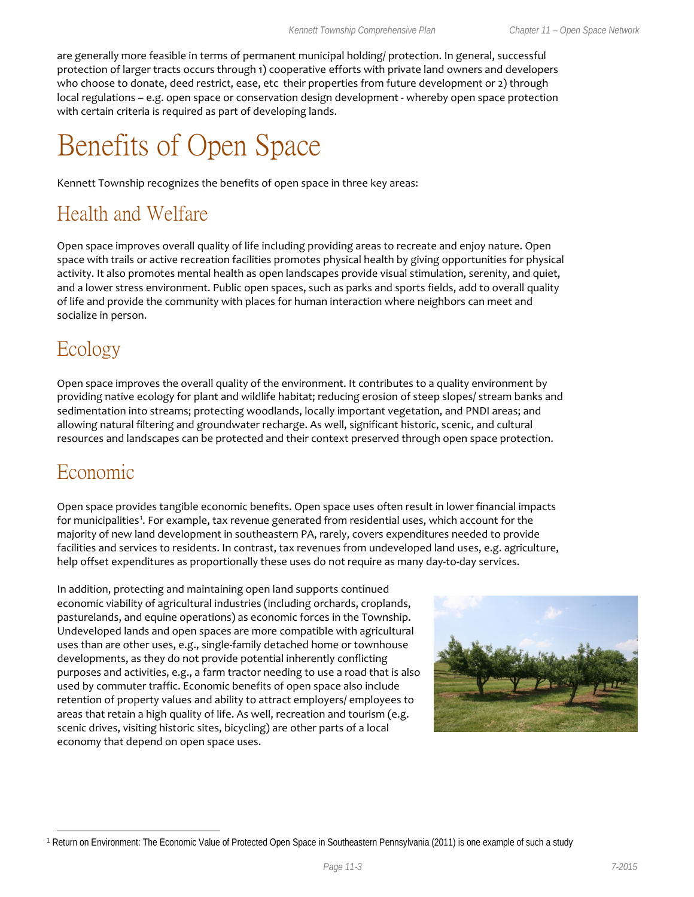are generally more feasible in terms of permanent municipal holding/ protection. In general, successful protection of larger tracts occurs through 1) cooperative efforts with private land owners and developers who choose to donate, deed restrict, ease, etc their properties from future development or 2) through local regulations – e.g. open space or conservation design development - whereby open space protection with certain criteria is required as part of developing lands.

# Benefits of Open Space

Kennett Township recognizes the benefits of open space in three key areas:

## Health and Welfare

Open space improves overall quality of life including providing areas to recreate and enjoy nature. Open space with trails or active recreation facilities promotes physical health by giving opportunities for physical activity. It also promotes mental health as open landscapes provide visual stimulation, serenity, and quiet, and a lower stress environment. Public open spaces, such as parks and sports fields, add to overall quality of life and provide the community with places for human interaction where neighbors can meet and socialize in person.

## Ecology

Open space improves the overall quality of the environment. It contributes to a quality environment by providing native ecology for plant and wildlife habitat; reducing erosion of steep slopes/ stream banks and sedimentation into streams; protecting woodlands, locally important vegetation, and PNDI areas; and allowing natural filtering and groundwater recharge. As well, significant historic, scenic, and cultural resources and landscapes can be protected and their context preserved through open space protection.

## Economic

Open space provides tangible economic benefits. Open space uses often result in lower financial impacts for municipalities[1]. For example, tax revenue generated from residential uses, which account for the majority of new land development in southeastern PA, rarely, covers expenditures needed to provide facilities and services to residents. In contrast, tax revenues from undeveloped land uses, e.g. agriculture, help offset expenditures as proportionally these uses do not require as many day-to-day services.

In addition, protecting and maintaining open land supports continued economic viability of agricultural industries (including orchards, croplands, pasturelands, and equine operations) as economic forces in the Township. Undeveloped lands and open spaces are more compatible with agricultural uses than are other uses, e.g., single-family detached home or townhouse developments, as they do not provide potential inherently conflicting purposes and activities, e.g., a farm tractor needing to use a road that is also used by commuter traffic. Economic benefits of open space also include retention of property values and ability to attract employers/ employees to areas that retain a high quality of life. As well, recreation and tourism (e.g. scenic drives, visiting historic sites, bicycling) are other parts of a local economy that depend on open space uses.

[1] Return on Environment: The Economic Value of Protected Open Space in Southeastern Pennsylvania (2011) is one example of such a study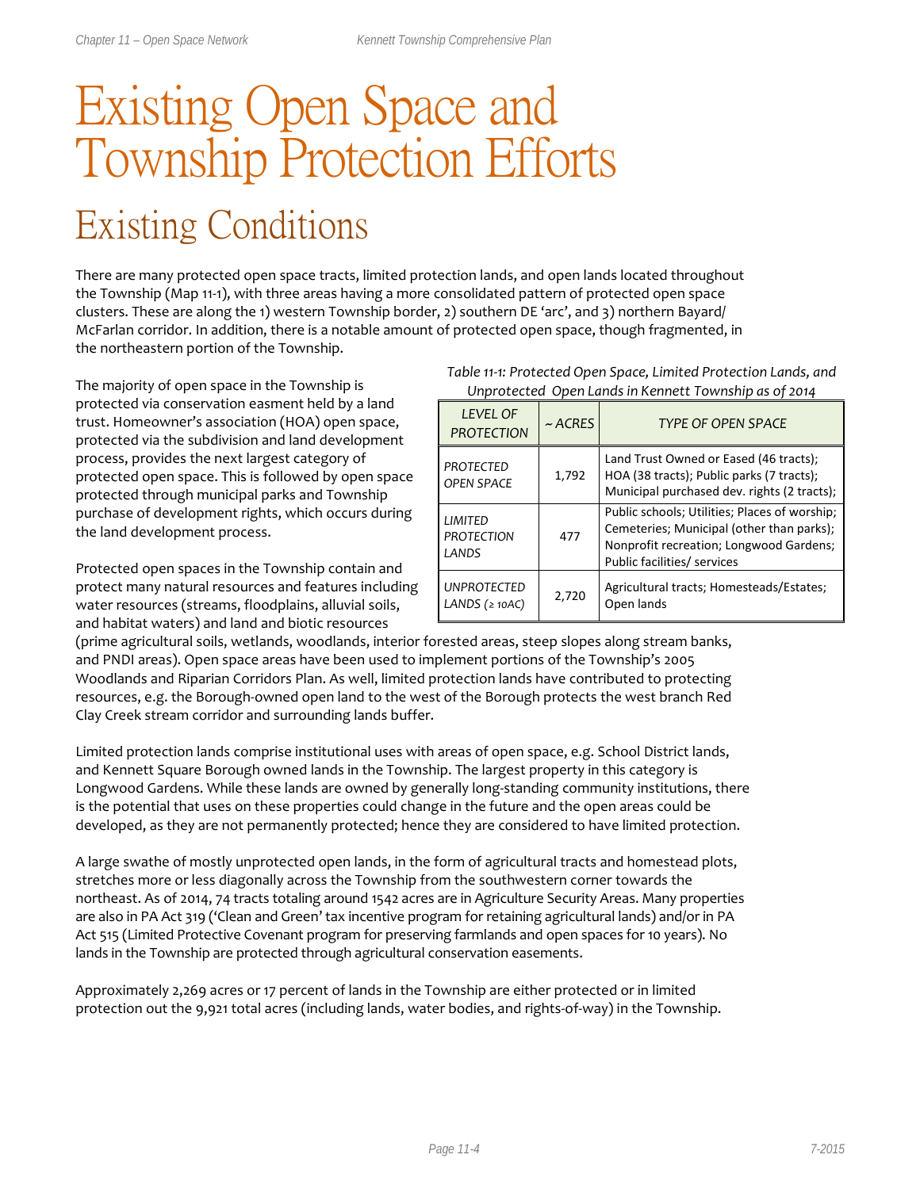# Existing Open Space and Township Protection Efforts

## Existing Conditions

There are many protected open space tracts, limited protection lands, and open lands located throughout the Township (Map 11-1), with three areas having a more consolidated pattern of protected open space clusters. These are along the 1) western Township border, 2) southern DE 'arc', and 3) northern Bayard/ McFarlan corridor. In addition, there is a notable amount of protected open space, though fragmented, in the northeastern portion of the Township.

The majority of open space in the Township is protected via conservation easement held by a land trust. Homeowner's association (HOA) open space, protected via the subdivision and land development process, provides the next largest category of protected open space. This is followed by open space protected through municipal parks and Township purchase of development rights, which occurs during the land development process.

*Table 11-1: Protected Open Space, Limited Protection Lands, and Unprotected Open Lands in Kennett Township as of 2014*

| LEVEL OF PROTECTION | ~ ACRES | TYPE OF OPEN SPACE |
|---|---|---|
| PROTECTED OPEN SPACE | 1,792 | Land Trust Owned or Eased (46 tracts); HOA (38 tracts); Public parks (7 tracts); Municipal purchased dev. rights (2 tracts); |
| LIMITED PROTECTION LANDS | 477 | Public schools; Utilities; Places of worship; Cemeteries; Municipal (other than parks); Nonprofit recreation; Longwood Gardens; Public facilities/ services |
| UNPROTECTED LANDS (≥ 10AC) | 2,720 | Agricultural tracts; Homesteads/Estates; Open lands |

Protected open spaces in the Township contain and protect many natural resources and features including water resources (streams, floodplains, alluvial soils, and habitat waters) and land and biotic resources (prime agricultural soils, wetlands, woodlands, interior forested areas, steep slopes along stream banks, and PNDI areas). Open space areas have been used to implement portions of the Township's 2005 Woodlands and Riparian Corridors Plan. As well, limited protection lands have contributed to protecting resources, e.g. the Borough-owned open land to the west of the Borough protects the west branch Red Clay Creek stream corridor and surrounding lands buffer.

Limited protection lands comprise institutional uses with areas of open space, e.g. School District lands, and Kennett Square Borough owned lands in the Township. The largest property in this category is Longwood Gardens. While these lands are owned by generally long-standing community institutions, there is the potential that uses on these properties could change in the future and the open areas could be developed, as they are not permanently protected; hence they are considered to have limited protection.

A large swathe of mostly unprotected open lands, in the form of agricultural tracts and homestead plots, stretches more or less diagonally across the Township from the southwestern corner towards the northeast. As of 2014, 74 tracts totaling around 1542 acres are in Agriculture Security Areas. Many properties are also in PA Act 319 ('Clean and Green' tax incentive program for retaining agricultural lands) and/or in PA Act 515 (Limited Protective Covenant program for preserving farmlands and open spaces for 10 years). No lands in the Township are protected through agricultural conservation easements.

Approximately 2,269 acres or 17 percent of lands in the Township are either protected or in limited protection out the 9,921 total acres (including lands, water bodies, and rights-of-way) in the Township.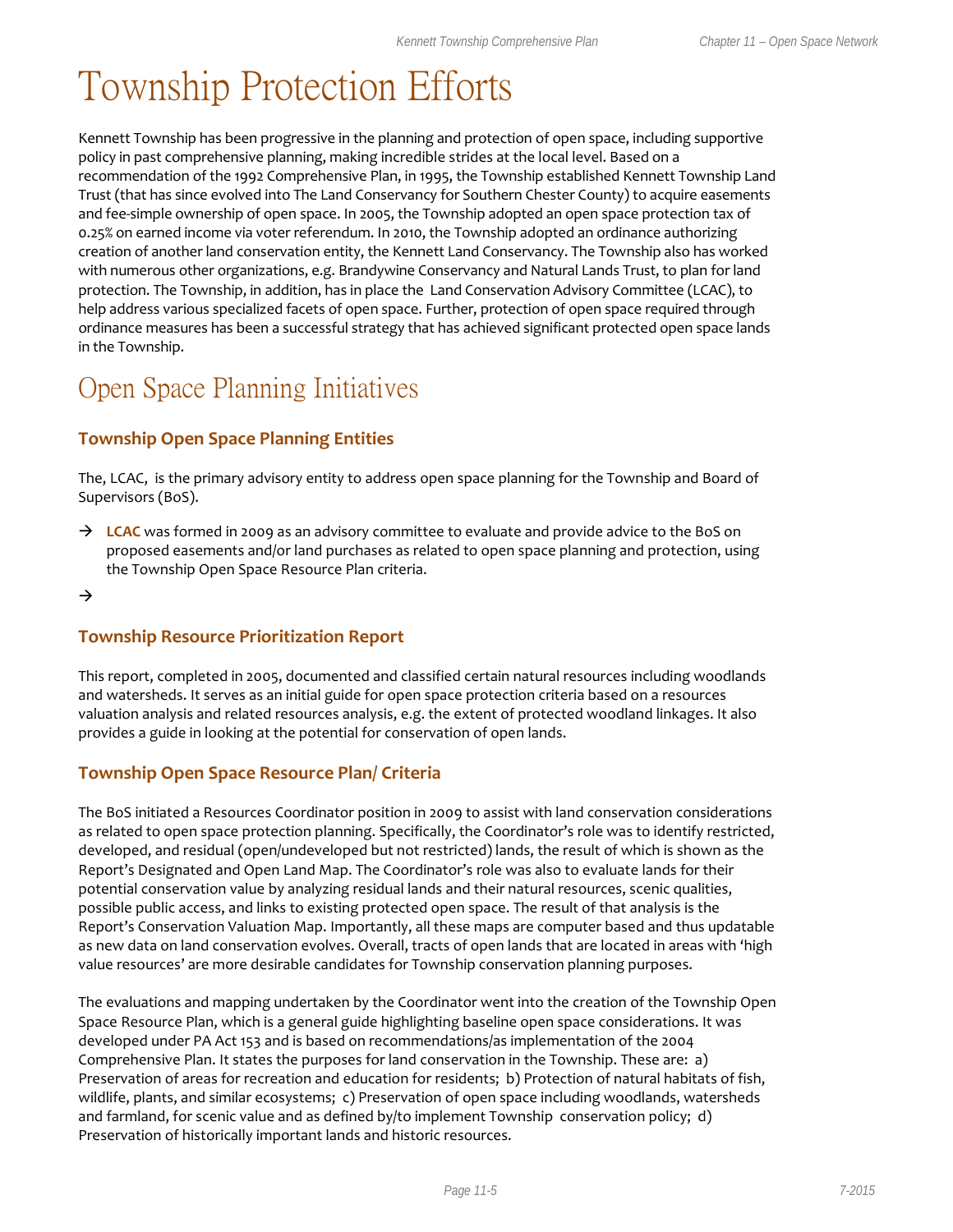# Township Protection Efforts

Kennett Township has been progressive in the planning and protection of open space, including supportive policy in past comprehensive planning, making incredible strides at the local level. Based on a recommendation of the 1992 Comprehensive Plan, in 1995, the Township established Kennett Township Land Trust (that has since evolved into The Land Conservancy for Southern Chester County) to acquire easements and fee-simple ownership of open space. In 2005, the Township adopted an open space protection tax of 0.25% on earned income via voter referendum. In 2010, the Township adopted an ordinance authorizing creation of another land conservation entity, the Kennett Land Conservancy. The Township also has worked with numerous other organizations, e.g. Brandywine Conservancy and Natural Lands Trust, to plan for land protection. The Township, in addition, has in place the Land Conservation Advisory Committee (LCAC), to help address various specialized facets of open space. Further, protection of open space required through ordinance measures has been a successful strategy that has achieved significant protected open space lands in the Township.

## Open Space Planning Initiatives

### Township Open Space Planning Entities

The, LCAC, is the primary advisory entity to address open space planning for the Township and Board of Supervisors (BoS).

→ **LCAC** was formed in 2009 as an advisory committee to evaluate and provide advice to the BoS on proposed easements and/or land purchases as related to open space planning and protection, using the Township Open Space Resource Plan criteria.

→

### Township Resource Prioritization Report

This report, completed in 2005, documented and classified certain natural resources including woodlands and watersheds. It serves as an initial guide for open space protection criteria based on a resources valuation analysis and related resources analysis, e.g. the extent of protected woodland linkages. It also provides a guide in looking at the potential for conservation of open lands.

### Township Open Space Resource Plan/ Criteria

The BoS initiated a Resources Coordinator position in 2009 to assist with land conservation considerations as related to open space protection planning. Specifically, the Coordinator's role was to identify restricted, developed, and residual (open/undeveloped but not restricted) lands, the result of which is shown as the Report's Designated and Open Land Map. The Coordinator's role was also to evaluate lands for their potential conservation value by analyzing residual lands and their natural resources, scenic qualities, possible public access, and links to existing protected open space. The result of that analysis is the Report's Conservation Valuation Map. Importantly, all these maps are computer based and thus updatable as new data on land conservation evolves. Overall, tracts of open lands that are located in areas with 'high value resources' are more desirable candidates for Township conservation planning purposes.

The evaluations and mapping undertaken by the Coordinator went into the creation of the Township Open Space Resource Plan, which is a general guide highlighting baseline open space considerations. It was developed under PA Act 153 and is based on recommendations/as implementation of the 2004 Comprehensive Plan. It states the purposes for land conservation in the Township. These are: a) Preservation of areas for recreation and education for residents; b) Protection of natural habitats of fish, wildlife, plants, and similar ecosystems; c) Preservation of open space including woodlands, watersheds and farmland, for scenic value and as defined by/to implement Township conservation policy; d) Preservation of historically important lands and historic resources.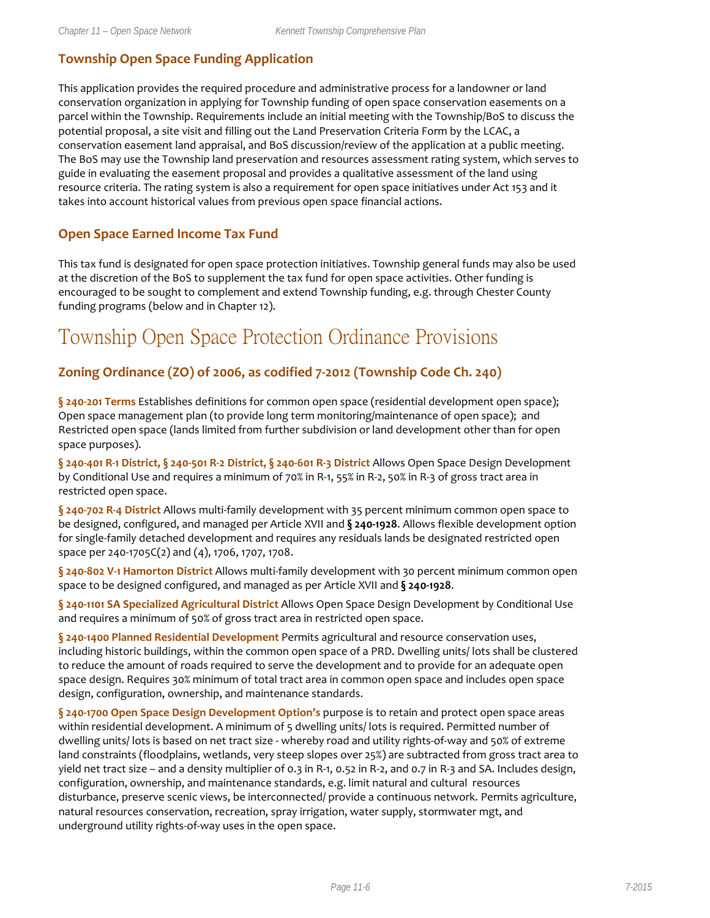## Township Open Space Funding Application

This application provides the required procedure and administrative process for a landowner or land conservation organization in applying for Township funding of open space conservation easements on a parcel within the Township. Requirements include an initial meeting with the Township/BoS to discuss the potential proposal, a site visit and filling out the Land Preservation Criteria Form by the LCAC, a conservation easement land appraisal, and BoS discussion/review of the application at a public meeting. The BoS may use the Township land preservation and resources assessment rating system, which serves to guide in evaluating the easement proposal and provides a qualitative assessment of the land using resource criteria. The rating system is also a requirement for open space initiatives under Act 153 and it takes into account historical values from previous open space financial actions.

## Open Space Earned Income Tax Fund

This tax fund is designated for open space protection initiatives. Township general funds may also be used at the discretion of the BoS to supplement the tax fund for open space activities. Other funding is encouraged to be sought to complement and extend Township funding, e.g. through Chester County funding programs (below and in Chapter 12).

# Township Open Space Protection Ordinance Provisions

## Zoning Ordinance (ZO) of 2006, as codified 7-2012 (Township Code Ch. 240)

**§ 240-201 Terms** Establishes definitions for common open space (residential development open space); Open space management plan (to provide long term monitoring/maintenance of open space); and Restricted open space (lands limited from further subdivision or land development other than for open space purposes).

**§ 240-401 R-1 District, § 240-501 R-2 District, § 240-601 R-3 District** Allows Open Space Design Development by Conditional Use and requires a minimum of 70% in R-1, 55% in R-2, 50% in R-3 of gross tract area in restricted open space.

**§ 240-702 R-4 District** Allows multi-family development with 35 percent minimum common open space to be designed, configured, and managed per Article XVII and **§ 240-1928**. Allows flexible development option for single-family detached development and requires any residuals lands be designated restricted open space per 240-1705C(2) and (4), 1706, 1707, 1708.

**§ 240-802 V-1 Hamorton District** Allows multi-family development with 30 percent minimum common open space to be designed configured, and managed as per Article XVII and **§ 240-1928**.

**§ 240-1101 SA Specialized Agricultural District** Allows Open Space Design Development by Conditional Use and requires a minimum of 50% of gross tract area in restricted open space.

**§ 240-1400 Planned Residential Development** Permits agricultural and resource conservation uses, including historic buildings, within the common open space of a PRD. Dwelling units/ lots shall be clustered to reduce the amount of roads required to serve the development and to provide for an adequate open space design. Requires 30% minimum of total tract area in common open space and includes open space design, configuration, ownership, and maintenance standards.

**§ 240-1700 Open Space Design Development Option's** purpose is to retain and protect open space areas within residential development. A minimum of 5 dwelling units/ lots is required. Permitted number of dwelling units/ lots is based on net tract size - whereby road and utility rights-of-way and 50% of extreme land constraints (floodplains, wetlands, very steep slopes over 25%) are subtracted from gross tract area to yield net tract size – and a density multiplier of 0.3 in R-1, 0.52 in R-2, and 0.7 in R-3 and SA. Includes design, configuration, ownership, and maintenance standards, e.g. limit natural and cultural resources disturbance, preserve scenic views, be interconnected/ provide a continuous network. Permits agriculture, natural resources conservation, recreation, spray irrigation, water supply, stormwater mgt, and underground utility rights-of-way uses in the open space.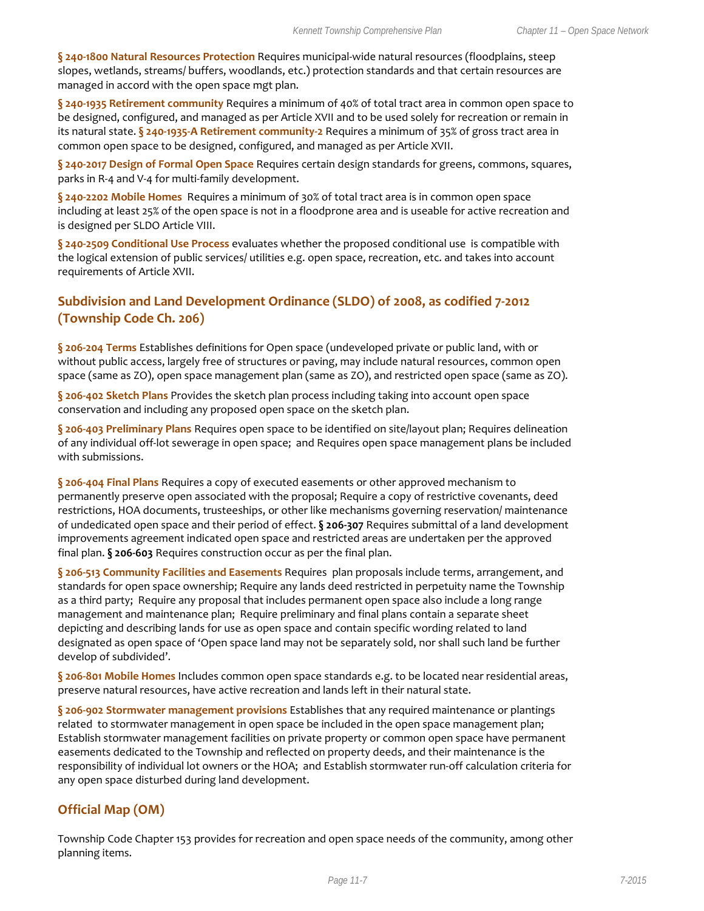**§ 240-1800 Natural Resources Protection** Requires municipal-wide natural resources (floodplains, steep slopes, wetlands, streams/ buffers, woodlands, etc.) protection standards and that certain resources are managed in accord with the open space mgt plan.

**§ 240-1935 Retirement community** Requires a minimum of 40% of total tract area in common open space to be designed, configured, and managed as per Article XVII and to be used solely for recreation or remain in its natural state. **§ 240-1935-A Retirement community-2** Requires a minimum of 35% of gross tract area in common open space to be designed, configured, and managed as per Article XVII.

**§ 240-2017 Design of Formal Open Space** Requires certain design standards for greens, commons, squares, parks in R-4 and V-4 for multi-family development.

**§ 240-2202 Mobile Homes** Requires a minimum of 30% of total tract area is in common open space including at least 25% of the open space is not in a floodprone area and is useable for active recreation and is designed per SLDO Article VIII.

**§ 240-2509 Conditional Use Process** evaluates whether the proposed conditional use is compatible with the logical extension of public services/ utilities e.g. open space, recreation, etc. and takes into account requirements of Article XVII.

## Subdivision and Land Development Ordinance (SLDO) of 2008, as codified 7-2012 (Township Code Ch. 206)

**§ 206-204 Terms** Establishes definitions for Open space (undeveloped private or public land, with or without public access, largely free of structures or paving, may include natural resources, common open space (same as ZO), open space management plan (same as ZO), and restricted open space (same as ZO).

**§ 206-402 Sketch Plans** Provides the sketch plan process including taking into account open space conservation and including any proposed open space on the sketch plan.

**§ 206-403 Preliminary Plans** Requires open space to be identified on site/layout plan; Requires delineation of any individual off-lot sewerage in open space; and Requires open space management plans be included with submissions.

**§ 206-404 Final Plans** Requires a copy of executed easements or other approved mechanism to permanently preserve open associated with the proposal; Require a copy of restrictive covenants, deed restrictions, HOA documents, trusteeships, or other like mechanisms governing reservation/ maintenance of undedicated open space and their period of effect. **§ 206-307** Requires submittal of a land development improvements agreement indicated open space and restricted areas are undertaken per the approved final plan. **§ 206-603** Requires construction occur as per the final plan.

**§ 206-513 Community Facilities and Easements** Requires plan proposals include terms, arrangement, and standards for open space ownership; Require any lands deed restricted in perpetuity name the Township as a third party; Require any proposal that includes permanent open space also include a long range management and maintenance plan; Require preliminary and final plans contain a separate sheet depicting and describing lands for use as open space and contain specific wording related to land designated as open space of 'Open space land may not be separately sold, nor shall such land be further develop of subdivided'.

**§ 206-801 Mobile Homes** Includes common open space standards e.g. to be located near residential areas, preserve natural resources, have active recreation and lands left in their natural state.

**§ 206-902 Stormwater management provisions** Establishes that any required maintenance or plantings related to stormwater management in open space be included in the open space management plan; Establish stormwater management facilities on private property or common open space have permanent easements dedicated to the Township and reflected on property deeds, and their maintenance is the responsibility of individual lot owners or the HOA; and Establish stormwater run-off calculation criteria for any open space disturbed during land development.

## Official Map (OM)

Township Code Chapter 153 provides for recreation and open space needs of the community, among other planning items.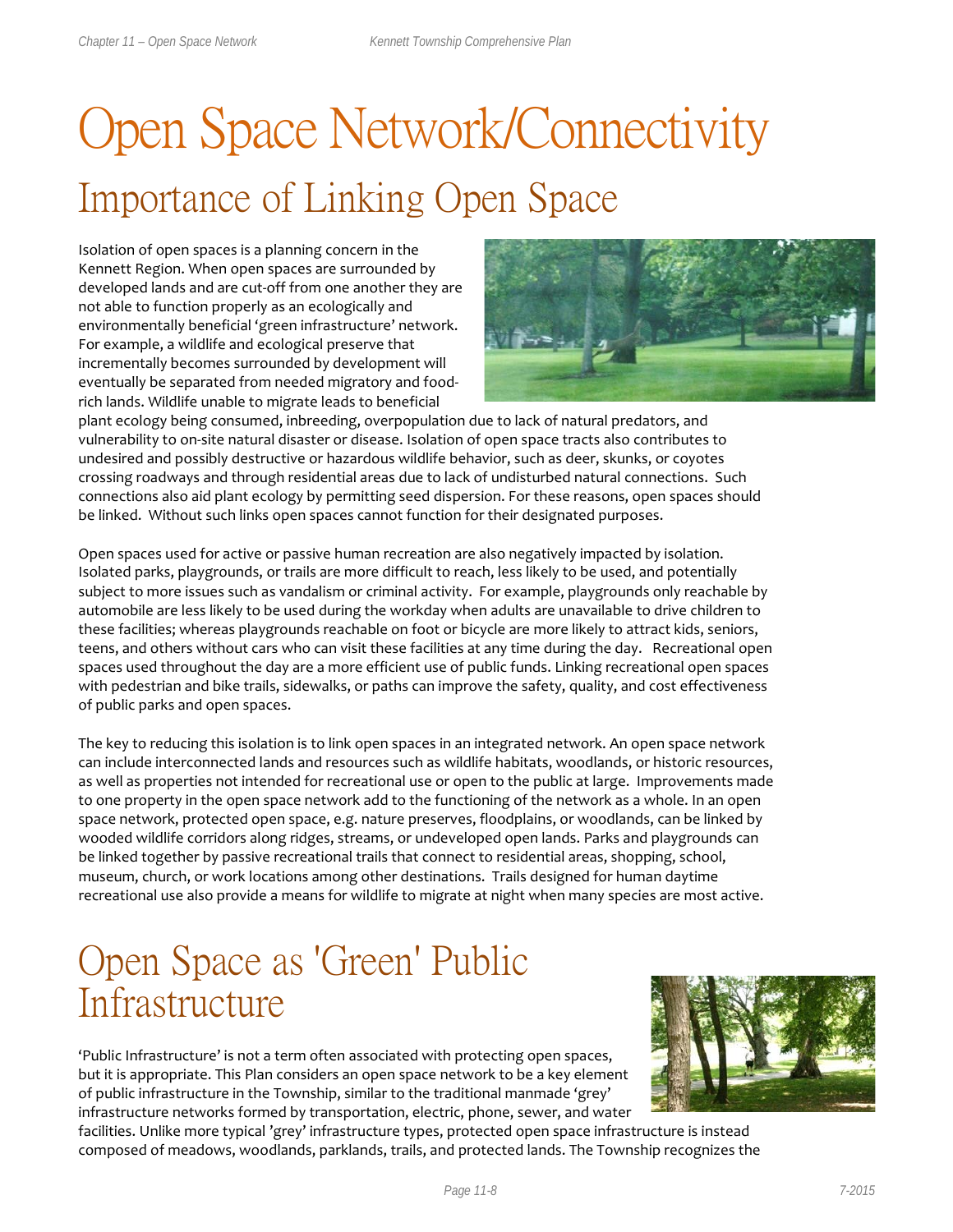# Open Space Network/Connectivity

## Importance of Linking Open Space

Isolation of open spaces is a planning concern in the Kennett Region. When open spaces are surrounded by developed lands and are cut-off from one another they are not able to function properly as an ecologically and environmentally beneficial 'green infrastructure' network. For example, a wildlife and ecological preserve that incrementally becomes surrounded by development will eventually be separated from needed migratory and food-rich lands. Wildlife unable to migrate leads to beneficial plant ecology being consumed, inbreeding, overpopulation due to lack of natural predators, and vulnerability to on-site natural disaster or disease. Isolation of open space tracts also contributes to undesired and possibly destructive or hazardous wildlife behavior, such as deer, skunks, or coyotes crossing roadways and through residential areas due to lack of undisturbed natural connections. Such connections also aid plant ecology by permitting seed dispersion. For these reasons, open spaces should be linked. Without such links open spaces cannot function for their designated purposes.

Open spaces used for active or passive human recreation are also negatively impacted by isolation. Isolated parks, playgrounds, or trails are more difficult to reach, less likely to be used, and potentially subject to more issues such as vandalism or criminal activity. For example, playgrounds only reachable by automobile are less likely to be used during the workday when adults are unavailable to drive children to these facilities; whereas playgrounds reachable on foot or bicycle are more likely to attract kids, seniors, teens, and others without cars who can visit these facilities at any time during the day. Recreational open spaces used throughout the day are a more efficient use of public funds. Linking recreational open spaces with pedestrian and bike trails, sidewalks, or paths can improve the safety, quality, and cost effectiveness of public parks and open spaces.

The key to reducing this isolation is to link open spaces in an integrated network. An open space network can include interconnected lands and resources such as wildlife habitats, woodlands, or historic resources, as well as properties not intended for recreational use or open to the public at large. Improvements made to one property in the open space network add to the functioning of the network as a whole. In an open space network, protected open space, e.g. nature preserves, floodplains, or woodlands, can be linked by wooded wildlife corridors along ridges, streams, or undeveloped open lands. Parks and playgrounds can be linked together by passive recreational trails that connect to residential areas, shopping, school, museum, church, or work locations among other destinations. Trails designed for human daytime recreational use also provide a means for wildlife to migrate at night when many species are most active.

## Open Space as 'Green' Public Infrastructure

'Public Infrastructure' is not a term often associated with protecting open spaces, but it is appropriate. This Plan considers an open space network to be a key element of public infrastructure in the Township, similar to the traditional manmade 'grey' infrastructure networks formed by transportation, electric, phone, sewer, and water facilities. Unlike more typical 'grey' infrastructure types, protected open space infrastructure is instead composed of meadows, woodlands, parklands, trails, and protected lands. The Township recognizes the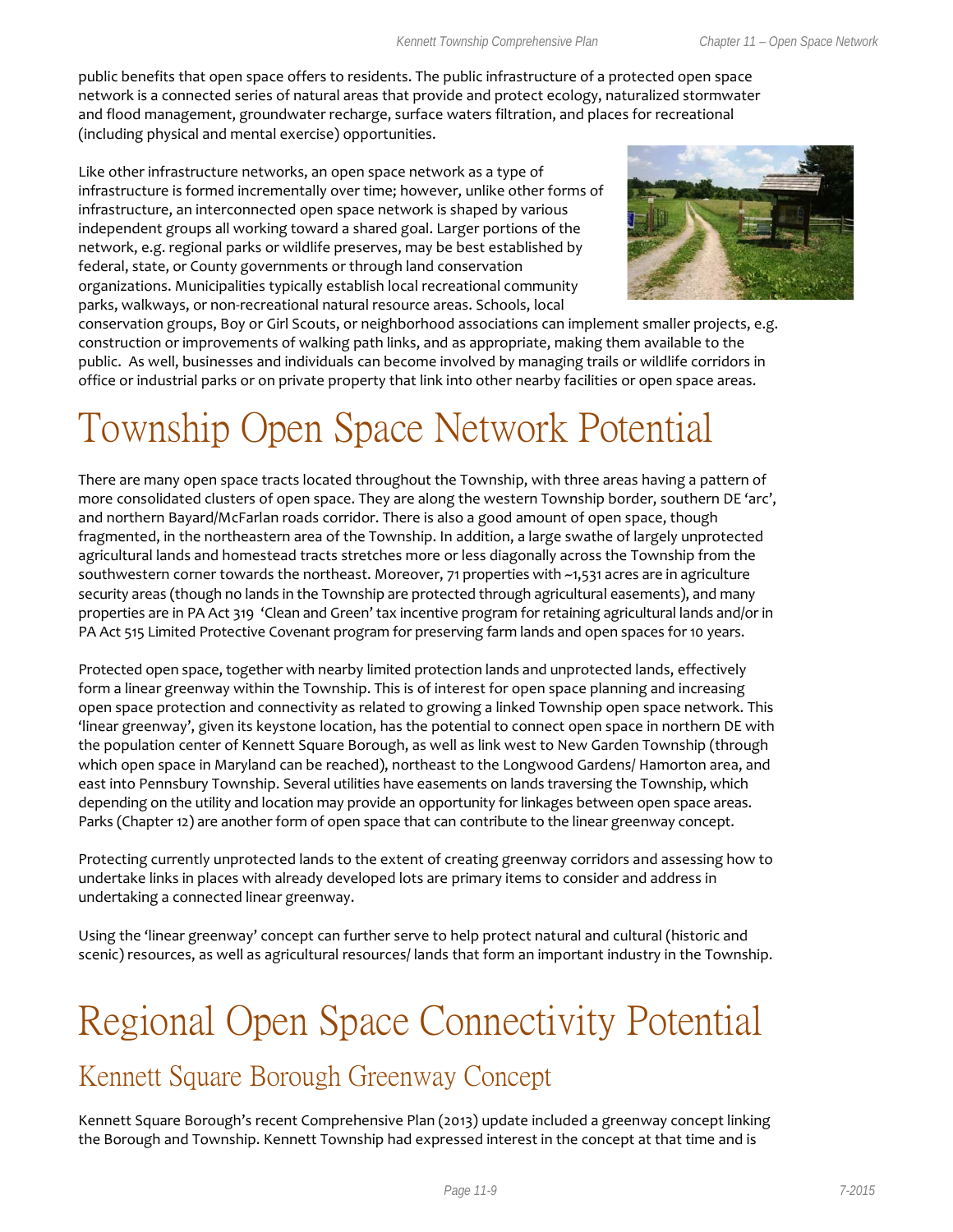public benefits that open space offers to residents. The public infrastructure of a protected open space network is a connected series of natural areas that provide and protect ecology, naturalized stormwater and flood management, groundwater recharge, surface waters filtration, and places for recreational (including physical and mental exercise) opportunities.

Like other infrastructure networks, an open space network as a type of infrastructure is formed incrementally over time; however, unlike other forms of infrastructure, an interconnected open space network is shaped by various independent groups all working toward a shared goal. Larger portions of the network, e.g. regional parks or wildlife preserves, may be best established by federal, state, or County governments or through land conservation organizations. Municipalities typically establish local recreational community parks, walkways, or non-recreational natural resource areas. Schools, local conservation groups, Boy or Girl Scouts, or neighborhood associations can implement smaller projects, e.g. construction or improvements of walking path links, and as appropriate, making them available to the public. As well, businesses and individuals can become involved by managing trails or wildlife corridors in office or industrial parks or on private property that link into other nearby facilities or open space areas.

# Township Open Space Network Potential

There are many open space tracts located throughout the Township, with three areas having a pattern of more consolidated clusters of open space. They are along the western Township border, southern DE 'arc', and northern Bayard/McFarlan roads corridor. There is also a good amount of open space, though fragmented, in the northeastern area of the Township. In addition, a large swathe of largely unprotected agricultural lands and homestead tracts stretches more or less diagonally across the Township from the southwestern corner towards the northeast. Moreover, 71 properties with ~1,531 acres are in agriculture security areas (though no lands in the Township are protected through agricultural easements), and many properties are in PA Act 319 'Clean and Green' tax incentive program for retaining agricultural lands and/or in PA Act 515 Limited Protective Covenant program for preserving farm lands and open spaces for 10 years.

Protected open space, together with nearby limited protection lands and unprotected lands, effectively form a linear greenway within the Township. This is of interest for open space planning and increasing open space protection and connectivity as related to growing a linked Township open space network. This 'linear greenway', given its keystone location, has the potential to connect open space in northern DE with the population center of Kennett Square Borough, as well as link west to New Garden Township (through which open space in Maryland can be reached), northeast to the Longwood Gardens/ Hamorton area, and east into Pennsbury Township. Several utilities have easements on lands traversing the Township, which depending on the utility and location may provide an opportunity for linkages between open space areas. Parks (Chapter 12) are another form of open space that can contribute to the linear greenway concept.

Protecting currently unprotected lands to the extent of creating greenway corridors and assessing how to undertake links in places with already developed lots are primary items to consider and address in undertaking a connected linear greenway.

Using the 'linear greenway' concept can further serve to help protect natural and cultural (historic and scenic) resources, as well as agricultural resources/ lands that form an important industry in the Township.

# Regional Open Space Connectivity Potential

## Kennett Square Borough Greenway Concept

Kennett Square Borough's recent Comprehensive Plan (2013) update included a greenway concept linking the Borough and Township. Kennett Township had expressed interest in the concept at that time and is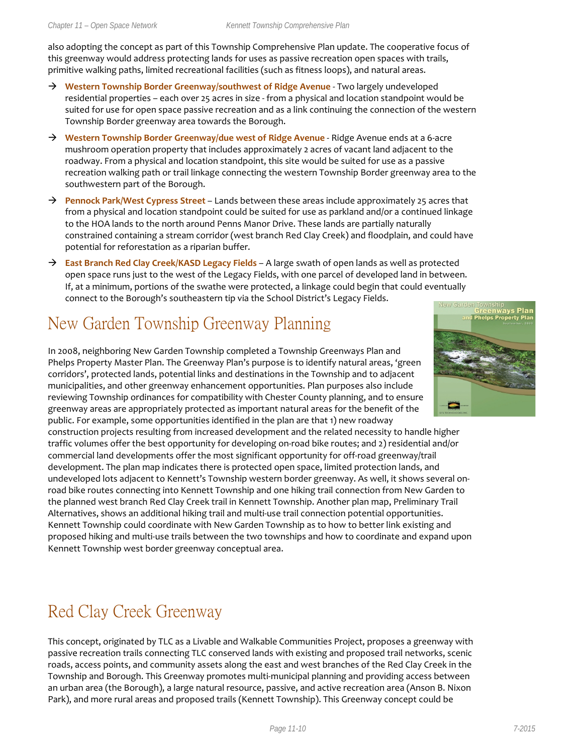also adopting the concept as part of this Township Comprehensive Plan update. The cooperative focus of this greenway would address protecting lands for uses as passive recreation open spaces with trails, primitive walking paths, limited recreational facilities (such as fitness loops), and natural areas.

- **Western Township Border Greenway/southwest of Ridge Avenue** - Two largely undeveloped residential properties – each over 25 acres in size - from a physical and location standpoint would be suited for use for open space passive recreation and as a link continuing the connection of the western Township Border greenway area towards the Borough.
- **Western Township Border Greenway/due west of Ridge Avenue** - Ridge Avenue ends at a 6-acre mushroom operation property that includes approximately 2 acres of vacant land adjacent to the roadway. From a physical and location standpoint, this site would be suited for use as a passive recreation walking path or trail linkage connecting the western Township Border greenway area to the southwestern part of the Borough.
- **Pennock Park/West Cypress Street** – Lands between these areas include approximately 25 acres that from a physical and location standpoint could be suited for use as parkland and/or a continued linkage to the HOA lands to the north around Penns Manor Drive. These lands are partially naturally constrained containing a stream corridor (west branch Red Clay Creek) and floodplain, and could have potential for reforestation as a riparian buffer.
- **East Branch Red Clay Creek/KASD Legacy Fields** – A large swath of open lands as well as protected open space runs just to the west of the Legacy Fields, with one parcel of developed land in between. If, at a minimum, portions of the swathe were protected, a linkage could begin that could eventually connect to the Borough's southeastern tip via the School District's Legacy Fields.

# New Garden Township Greenway Planning

In 2008, neighboring New Garden Township completed a Township Greenways Plan and Phelps Property Master Plan. The Greenway Plan's purpose is to identify natural areas, 'green corridors', protected lands, potential links and destinations in the Township and to adjacent municipalities, and other greenway enhancement opportunities. Plan purposes also include reviewing Township ordinances for compatibility with Chester County planning, and to ensure greenway areas are appropriately protected as important natural areas for the benefit of the public. For example, some opportunities identified in the plan are that 1) new roadway construction projects resulting from increased development and the related necessity to handle higher traffic volumes offer the best opportunity for developing on-road bike routes; and 2) residential and/or commercial land developments offer the most significant opportunity for off-road greenway/trail development. The plan map indicates there is protected open space, limited protection lands, and undeveloped lots adjacent to Kennett's Township western border greenway. As well, it shows several on-road bike routes connecting into Kennett Township and one hiking trail connection from New Garden to the planned west branch Red Clay Creek trail in Kennett Township. Another plan map, Preliminary Trail Alternatives, shows an additional hiking trail and multi-use trail connection potential opportunities. Kennett Township could coordinate with New Garden Township as to how to better link existing and proposed hiking and multi-use trails between the two townships and how to coordinate and expand upon Kennett Township west border greenway conceptual area.

# Red Clay Creek Greenway

This concept, originated by TLC as a Livable and Walkable Communities Project, proposes a greenway with passive recreation trails connecting TLC conserved lands with existing and proposed trail networks, scenic roads, access points, and community assets along the east and west branches of the Red Clay Creek in the Township and Borough. This Greenway promotes multi-municipal planning and providing access between an urban area (the Borough), a large natural resource, passive, and active recreation area (Anson B. Nixon Park), and more rural areas and proposed trails (Kennett Township). This Greenway concept could be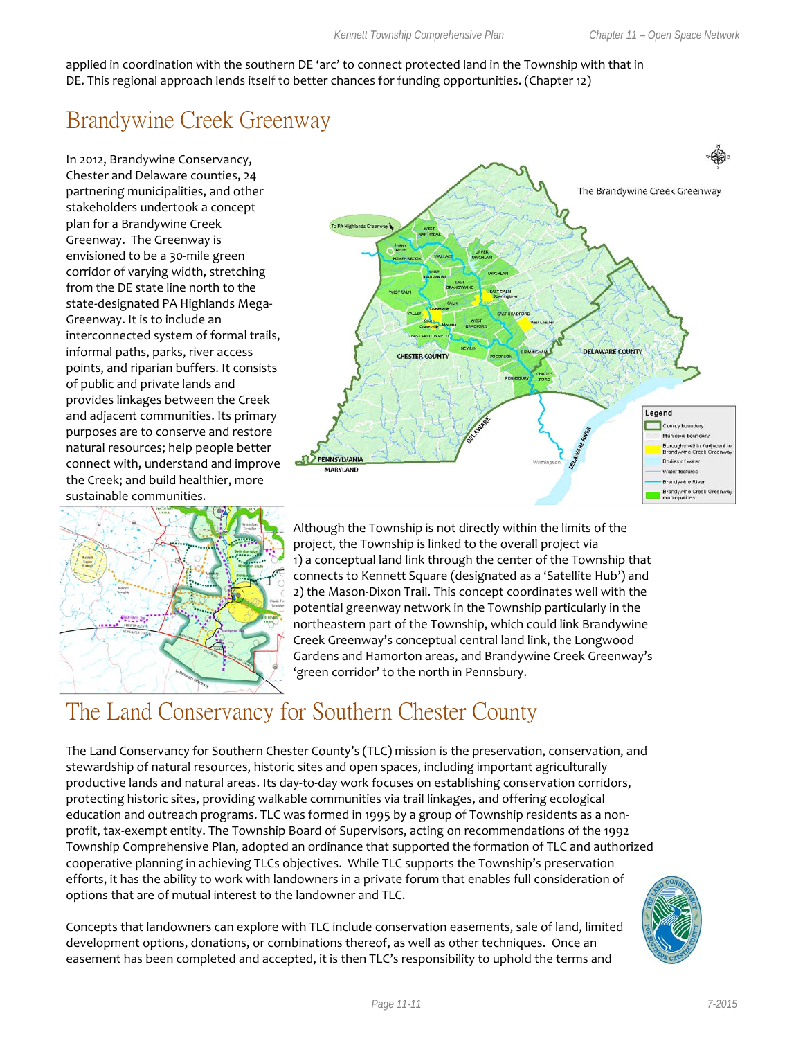applied in coordination with the southern DE 'arc' to connect protected land in the Township with that in DE. This regional approach lends itself to better chances for funding opportunities. (Chapter 12)

## Brandywine Creek Greenway

In 2012, Brandywine Conservancy, Chester and Delaware counties, 24 partnering municipalities, and other stakeholders undertook a concept plan for a Brandywine Creek Greenway. The Greenway is envisioned to be a 30-mile green corridor of varying width, stretching from the DE state line north to the state-designated PA Highlands Mega-Greenway. It is to include an interconnected system of formal trails, informal paths, parks, river access points, and riparian buffers. It consists of public and private lands and provides linkages between the Creek and adjacent communities. Its primary purposes are to conserve and restore natural resources; help people better connect with, understand and improve the Creek; and build healthier, more sustainable communities.

Although the Township is not directly within the limits of the project, the Township is linked to the overall project via 1) a conceptual land link through the center of the Township that connects to Kennett Square (designated as a 'Satellite Hub') and 2) the Mason-Dixon Trail. This concept coordinates well with the potential greenway network in the Township particularly in the northeastern part of the Township, which could link Brandywine Creek Greenway's conceptual central land link, the Longwood Gardens and Hamorton areas, and Brandywine Creek Greenway's 'green corridor' to the north in Pennsbury.

## The Land Conservancy for Southern Chester County

The Land Conservancy for Southern Chester County's (TLC) mission is the preservation, conservation, and stewardship of natural resources, historic sites and open spaces, including important agriculturally productive lands and natural areas. Its day-to-day work focuses on establishing conservation corridors, protecting historic sites, providing walkable communities via trail linkages, and offering ecological education and outreach programs. TLC was formed in 1995 by a group of Township residents as a non-profit, tax-exempt entity. The Township Board of Supervisors, acting on recommendations of the 1992 Township Comprehensive Plan, adopted an ordinance that supported the formation of TLC and authorized cooperative planning in achieving TLCs objectives. While TLC supports the Township's preservation efforts, it has the ability to work with landowners in a private forum that enables full consideration of options that are of mutual interest to the landowner and TLC.

Concepts that landowners can explore with TLC include conservation easements, sale of land, limited development options, donations, or combinations thereof, as well as other techniques. Once an easement has been completed and accepted, it is then TLC's responsibility to uphold the terms and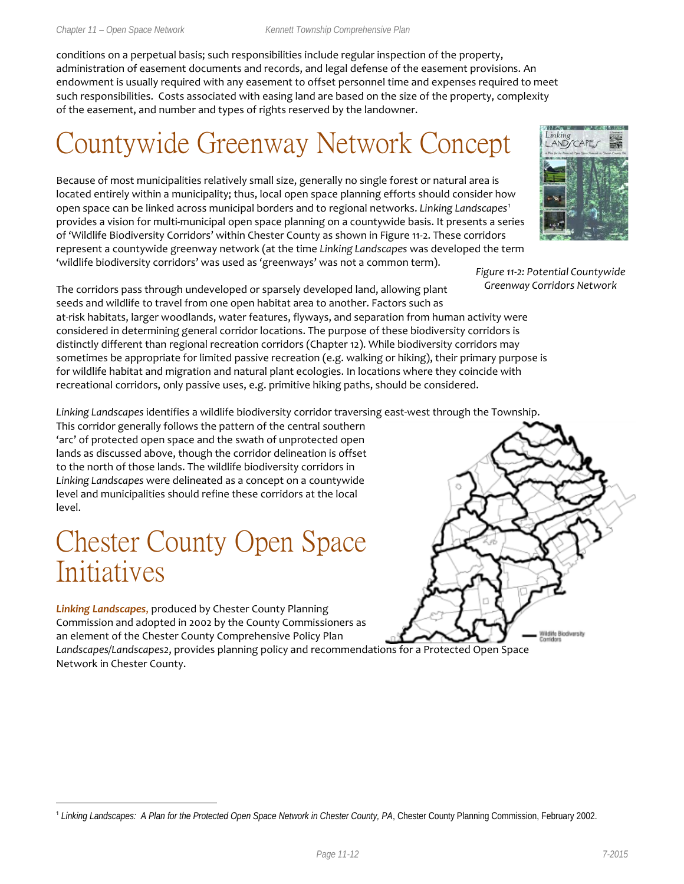conditions on a perpetual basis; such responsibilities include regular inspection of the property, administration of easement documents and records, and legal defense of the easement provisions. An endowment is usually required with any easement to offset personnel time and expenses required to meet such responsibilities. Costs associated with easing land are based on the size of the property, complexity of the easement, and number and types of rights reserved by the landowner.

# Countywide Greenway Network Concept

Because of most municipalities relatively small size, generally no single forest or natural area is located entirely within a municipality; thus, local open space planning efforts should consider how open space can be linked across municipal borders and to regional networks. *Linking Landscapes*[1] provides a vision for multi-municipal open space planning on a countywide basis. It presents a series of 'Wildlife Biodiversity Corridors' within Chester County as shown in Figure 11-2. These corridors represent a countywide greenway network (at the time *Linking Landscapes* was developed the term 'wildlife biodiversity corridors' was used as 'greenways' was not a common term).

*Figure 11-2: Potential Countywide Greenway Corridors Network*

The corridors pass through undeveloped or sparsely developed land, allowing plant seeds and wildlife to travel from one open habitat area to another. Factors such as at-risk habitats, larger woodlands, water features, flyways, and separation from human activity were considered in determining general corridor locations. The purpose of these biodiversity corridors is distinctly different than regional recreation corridors (Chapter 12). While biodiversity corridors may sometimes be appropriate for limited passive recreation (e.g. walking or hiking), their primary purpose is for wildlife habitat and migration and natural plant ecologies. In locations where they coincide with recreational corridors, only passive uses, e.g. primitive hiking paths, should be considered.

*Linking Landscapes* identifies a wildlife biodiversity corridor traversing east-west through the Township. This corridor generally follows the pattern of the central southern 'arc' of protected open space and the swath of unprotected open lands as discussed above, though the corridor delineation is offset to the north of those lands. The wildlife biodiversity corridors in *Linking Landscapes* were delineated as a concept on a countywide level and municipalities should refine these corridors at the local level.

# Chester County Open Space Initiatives

***Linking Landscapes***, produced by Chester County Planning Commission and adopted in 2002 by the County Commissioners as an element of the Chester County Comprehensive Policy Plan *Landscapes/Landscapes2*, provides planning policy and recommendations for a Protected Open Space Network in Chester County.

[1] *Linking Landscapes: A Plan for the Protected Open Space Network in Chester County, PA*, Chester County Planning Commission, February 2002.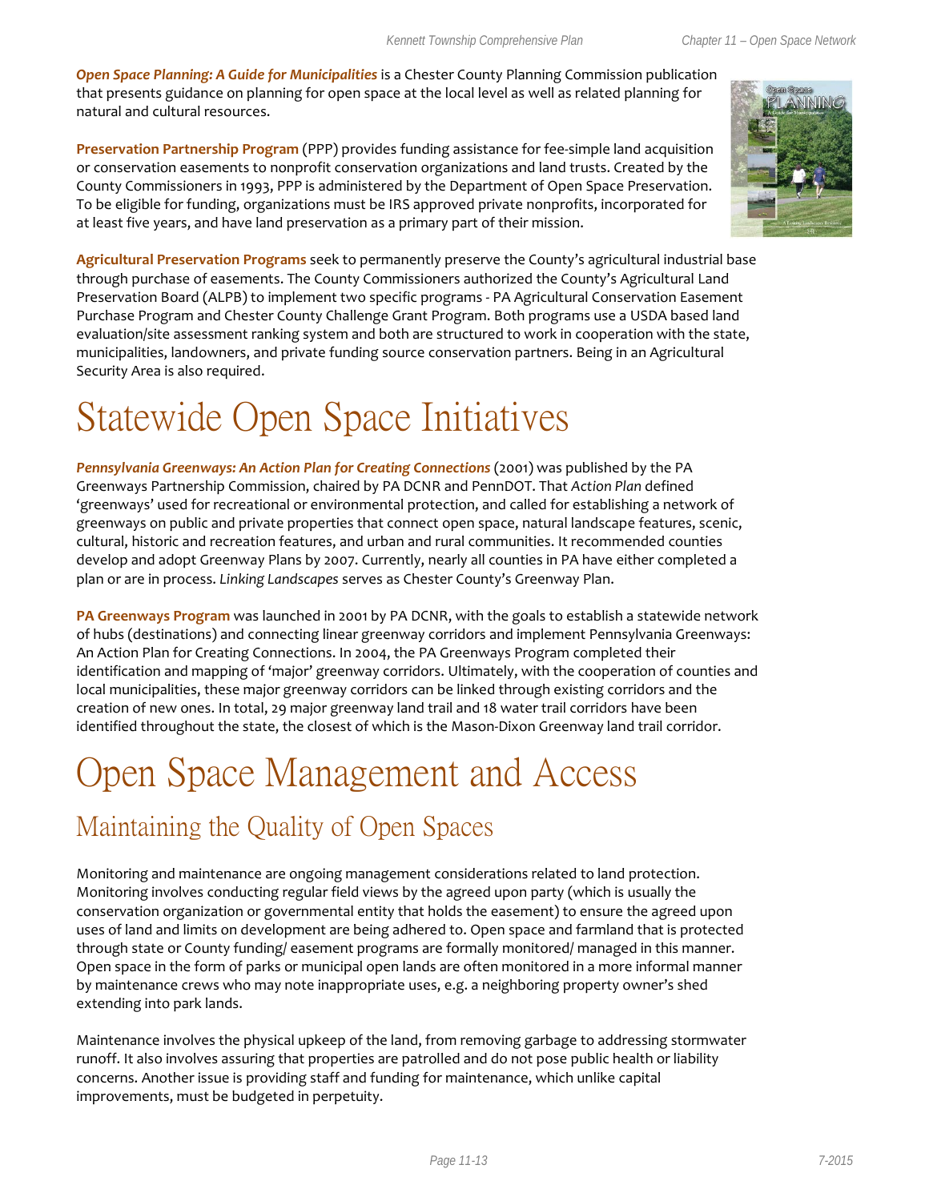***Open Space Planning: A Guide for Municipalities*** is a Chester County Planning Commission publication that presents guidance on planning for open space at the local level as well as related planning for natural and cultural resources.

**Preservation Partnership Program** (PPP) provides funding assistance for fee-simple land acquisition or conservation easements to nonprofit conservation organizations and land trusts. Created by the County Commissioners in 1993, PPP is administered by the Department of Open Space Preservation. To be eligible for funding, organizations must be IRS approved private nonprofits, incorporated for at least five years, and have land preservation as a primary part of their mission.

**Agricultural Preservation Programs** seek to permanently preserve the County's agricultural industrial base through purchase of easements. The County Commissioners authorized the County's Agricultural Land Preservation Board (ALPB) to implement two specific programs - PA Agricultural Conservation Easement Purchase Program and Chester County Challenge Grant Program. Both programs use a USDA based land evaluation/site assessment ranking system and both are structured to work in cooperation with the state, municipalities, landowners, and private funding source conservation partners. Being in an Agricultural Security Area is also required.

# Statewide Open Space Initiatives

***Pennsylvania Greenways: An Action Plan for Creating Connections*** (2001) was published by the PA Greenways Partnership Commission, chaired by PA DCNR and PennDOT. That *Action Plan* defined 'greenways' used for recreational or environmental protection, and called for establishing a network of greenways on public and private properties that connect open space, natural landscape features, scenic, cultural, historic and recreation features, and urban and rural communities. It recommended counties develop and adopt Greenway Plans by 2007. Currently, nearly all counties in PA have either completed a plan or are in process. *Linking Landscapes* serves as Chester County's Greenway Plan.

**PA Greenways Program** was launched in 2001 by PA DCNR, with the goals to establish a statewide network of hubs (destinations) and connecting linear greenway corridors and implement Pennsylvania Greenways: An Action Plan for Creating Connections. In 2004, the PA Greenways Program completed their identification and mapping of 'major' greenway corridors. Ultimately, with the cooperation of counties and local municipalities, these major greenway corridors can be linked through existing corridors and the creation of new ones. In total, 29 major greenway land trail and 18 water trail corridors have been identified throughout the state, the closest of which is the Mason-Dixon Greenway land trail corridor.

# Open Space Management and Access

## Maintaining the Quality of Open Spaces

Monitoring and maintenance are ongoing management considerations related to land protection. Monitoring involves conducting regular field views by the agreed upon party (which is usually the conservation organization or governmental entity that holds the easement) to ensure the agreed upon uses of land and limits on development are being adhered to. Open space and farmland that is protected through state or County funding/ easement programs are formally monitored/ managed in this manner. Open space in the form of parks or municipal open lands are often monitored in a more informal manner by maintenance crews who may note inappropriate uses, e.g. a neighboring property owner's shed extending into park lands.

Maintenance involves the physical upkeep of the land, from removing garbage to addressing stormwater runoff. It also involves assuring that properties are patrolled and do not pose public health or liability concerns. Another issue is providing staff and funding for maintenance, which unlike capital improvements, must be budgeted in perpetuity.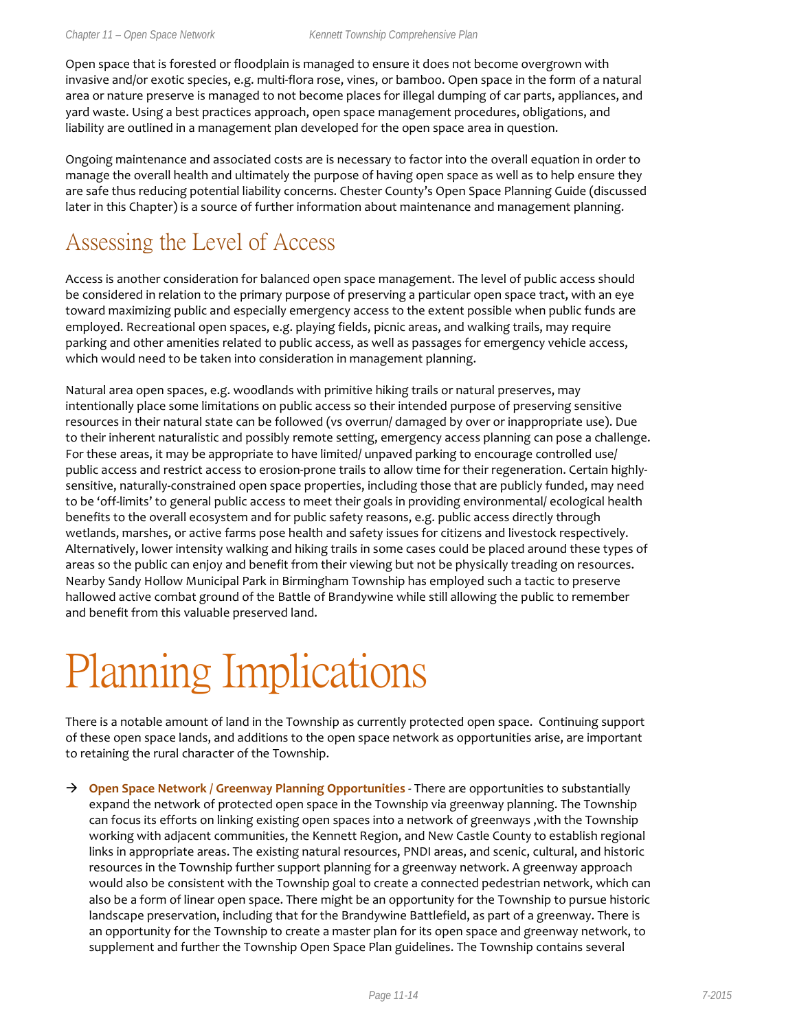Open space that is forested or floodplain is managed to ensure it does not become overgrown with invasive and/or exotic species, e.g. multi-flora rose, vines, or bamboo. Open space in the form of a natural area or nature preserve is managed to not become places for illegal dumping of car parts, appliances, and yard waste. Using a best practices approach, open space management procedures, obligations, and liability are outlined in a management plan developed for the open space area in question.

Ongoing maintenance and associated costs are is necessary to factor into the overall equation in order to manage the overall health and ultimately the purpose of having open space as well as to help ensure they are safe thus reducing potential liability concerns. Chester County's Open Space Planning Guide (discussed later in this Chapter) is a source of further information about maintenance and management planning.

## Assessing the Level of Access

Access is another consideration for balanced open space management. The level of public access should be considered in relation to the primary purpose of preserving a particular open space tract, with an eye toward maximizing public and especially emergency access to the extent possible when public funds are employed. Recreational open spaces, e.g. playing fields, picnic areas, and walking trails, may require parking and other amenities related to public access, as well as passages for emergency vehicle access, which would need to be taken into consideration in management planning.

Natural area open spaces, e.g. woodlands with primitive hiking trails or natural preserves, may intentionally place some limitations on public access so their intended purpose of preserving sensitive resources in their natural state can be followed (vs overrun/ damaged by over or inappropriate use). Due to their inherent naturalistic and possibly remote setting, emergency access planning can pose a challenge. For these areas, it may be appropriate to have limited/ unpaved parking to encourage controlled use/ public access and restrict access to erosion-prone trails to allow time for their regeneration. Certain highly-sensitive, naturally-constrained open space properties, including those that are publicly funded, may need to be 'off-limits' to general public access to meet their goals in providing environmental/ ecological health benefits to the overall ecosystem and for public safety reasons, e.g. public access directly through wetlands, marshes, or active farms pose health and safety issues for citizens and livestock respectively. Alternatively, lower intensity walking and hiking trails in some cases could be placed around these types of areas so the public can enjoy and benefit from their viewing but not be physically treading on resources. Nearby Sandy Hollow Municipal Park in Birmingham Township has employed such a tactic to preserve hallowed active combat ground of the Battle of Brandywine while still allowing the public to remember and benefit from this valuable preserved land.

# Planning Implications

There is a notable amount of land in the Township as currently protected open space. Continuing support of these open space lands, and additions to the open space network as opportunities arise, are important to retaining the rural character of the Township.

- **Open Space Network / Greenway Planning Opportunities** - There are opportunities to substantially expand the network of protected open space in the Township via greenway planning. The Township can focus its efforts on linking existing open spaces into a network of greenways ,with the Township working with adjacent communities, the Kennett Region, and New Castle County to establish regional links in appropriate areas. The existing natural resources, PNDI areas, and scenic, cultural, and historic resources in the Township further support planning for a greenway network. A greenway approach would also be consistent with the Township goal to create a connected pedestrian network, which can also be a form of linear open space. There might be an opportunity for the Township to pursue historic landscape preservation, including that for the Brandywine Battlefield, as part of a greenway. There is an opportunity for the Township to create a master plan for its open space and greenway network, to supplement and further the Township Open Space Plan guidelines. The Township contains several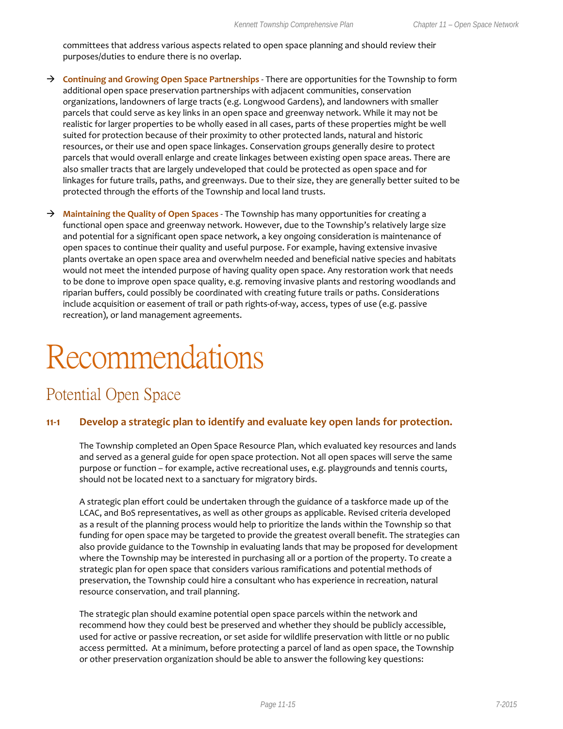committees that address various aspects related to open space planning and should review their purposes/duties to endure there is no overlap.

→ **Continuing and Growing Open Space Partnerships** - There are opportunities for the Township to form additional open space preservation partnerships with adjacent communities, conservation organizations, landowners of large tracts (e.g. Longwood Gardens), and landowners with smaller parcels that could serve as key links in an open space and greenway network. While it may not be realistic for larger properties to be wholly eased in all cases, parts of these properties might be well suited for protection because of their proximity to other protected lands, natural and historic resources, or their use and open space linkages. Conservation groups generally desire to protect parcels that would overall enlarge and create linkages between existing open space areas. There are also smaller tracts that are largely undeveloped that could be protected as open space and for linkages for future trails, paths, and greenways. Due to their size, they are generally better suited to be protected through the efforts of the Township and local land trusts.

→ **Maintaining the Quality of Open Spaces** - The Township has many opportunities for creating a functional open space and greenway network. However, due to the Township's relatively large size and potential for a significant open space network, a key ongoing consideration is maintenance of open spaces to continue their quality and useful purpose. For example, having extensive invasive plants overtake an open space area and overwhelm needed and beneficial native species and habitats would not meet the intended purpose of having quality open space. Any restoration work that needs to be done to improve open space quality, e.g. removing invasive plants and restoring woodlands and riparian buffers, could possibly be coordinated with creating future trails or paths. Considerations include acquisition or easement of trail or path rights-of-way, access, types of use (e.g. passive recreation), or land management agreements.

# Recommendations

## Potential Open Space

### 11-1 Develop a strategic plan to identify and evaluate key open lands for protection.

The Township completed an Open Space Resource Plan, which evaluated key resources and lands and served as a general guide for open space protection. Not all open spaces will serve the same purpose or function – for example, active recreational uses, e.g. playgrounds and tennis courts, should not be located next to a sanctuary for migratory birds.

A strategic plan effort could be undertaken through the guidance of a taskforce made up of the LCAC, and BoS representatives, as well as other groups as applicable. Revised criteria developed as a result of the planning process would help to prioritize the lands within the Township so that funding for open space may be targeted to provide the greatest overall benefit. The strategies can also provide guidance to the Township in evaluating lands that may be proposed for development where the Township may be interested in purchasing all or a portion of the property. To create a strategic plan for open space that considers various ramifications and potential methods of preservation, the Township could hire a consultant who has experience in recreation, natural resource conservation, and trail planning.

The strategic plan should examine potential open space parcels within the network and recommend how they could best be preserved and whether they should be publicly accessible, used for active or passive recreation, or set aside for wildlife preservation with little or no public access permitted. At a minimum, before protecting a parcel of land as open space, the Township or other preservation organization should be able to answer the following key questions: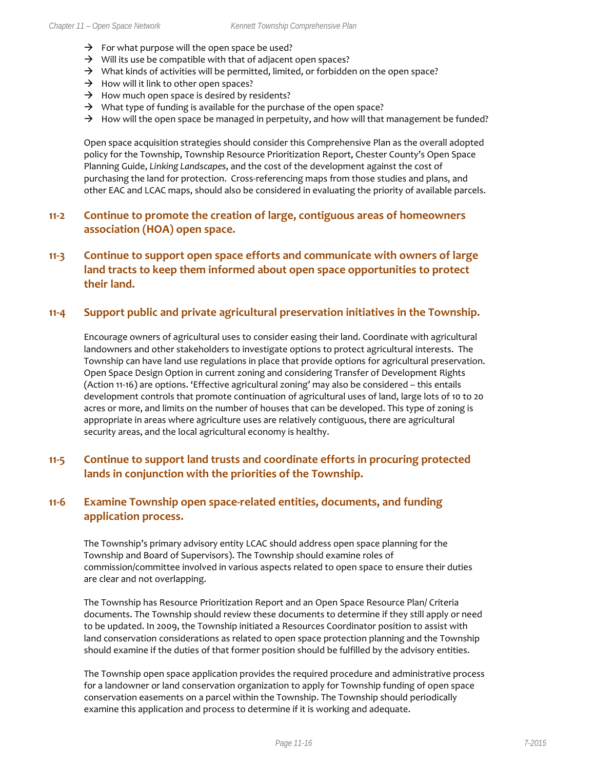- → For what purpose will the open space be used?
- → Will its use be compatible with that of adjacent open spaces?
- → What kinds of activities will be permitted, limited, or forbidden on the open space?
- → How will it link to other open spaces?
- → How much open space is desired by residents?
- → What type of funding is available for the purchase of the open space?
- → How will the open space be managed in perpetuity, and how will that management be funded?

Open space acquisition strategies should consider this Comprehensive Plan as the overall adopted policy for the Township, Township Resource Prioritization Report, Chester County's Open Space Planning Guide, *Linking Landscapes*, and the cost of the development against the cost of purchasing the land for protection. Cross-referencing maps from those studies and plans, and other EAC and LCAC maps, should also be considered in evaluating the priority of available parcels.

## 11-2 Continue to promote the creation of large, contiguous areas of homeowners association (HOA) open space.

## 11-3 Continue to support open space efforts and communicate with owners of large land tracts to keep them informed about open space opportunities to protect their land.

## 11-4 Support public and private agricultural preservation initiatives in the Township.

Encourage owners of agricultural uses to consider easing their land. Coordinate with agricultural landowners and other stakeholders to investigate options to protect agricultural interests. The Township can have land use regulations in place that provide options for agricultural preservation. Open Space Design Option in current zoning and considering Transfer of Development Rights (Action 11-16) are options. 'Effective agricultural zoning' may also be considered – this entails development controls that promote continuation of agricultural uses of land, large lots of 10 to 20 acres or more, and limits on the number of houses that can be developed. This type of zoning is appropriate in areas where agriculture uses are relatively contiguous, there are agricultural security areas, and the local agricultural economy is healthy.

## 11-5 Continue to support land trusts and coordinate efforts in procuring protected lands in conjunction with the priorities of the Township.

## 11-6 Examine Township open space-related entities, documents, and funding application process.

The Township's primary advisory entity LCAC should address open space planning for the Township and Board of Supervisors). The Township should examine roles of commission/committee involved in various aspects related to open space to ensure their duties are clear and not overlapping.

The Township has Resource Prioritization Report and an Open Space Resource Plan/ Criteria documents. The Township should review these documents to determine if they still apply or need to be updated. In 2009, the Township initiated a Resources Coordinator position to assist with land conservation considerations as related to open space protection planning and the Township should examine if the duties of that former position should be fulfilled by the advisory entities.

The Township open space application provides the required procedure and administrative process for a landowner or land conservation organization to apply for Township funding of open space conservation easements on a parcel within the Township. The Township should periodically examine this application and process to determine if it is working and adequate.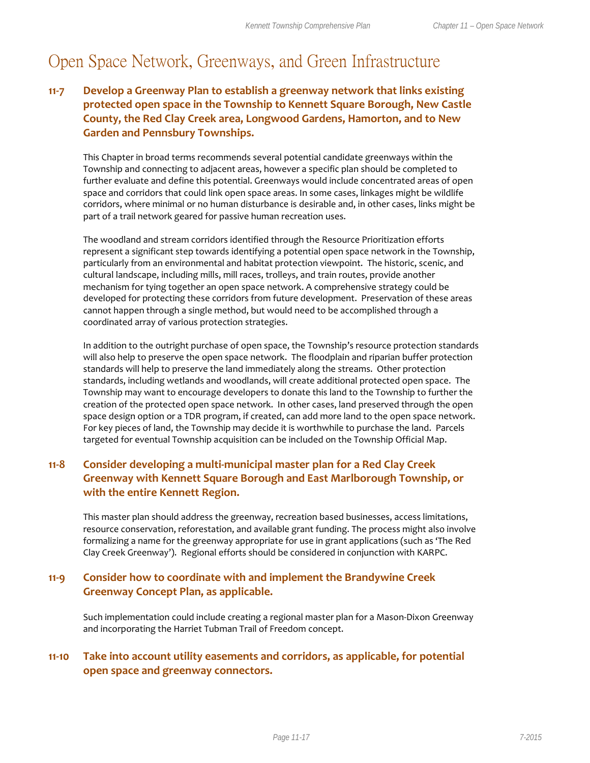# Open Space Network, Greenways, and Green Infrastructure

### 11-7 Develop a Greenway Plan to establish a greenway network that links existing protected open space in the Township to Kennett Square Borough, New Castle County, the Red Clay Creek area, Longwood Gardens, Hamorton, and to New Garden and Pennsbury Townships.

This Chapter in broad terms recommends several potential candidate greenways within the Township and connecting to adjacent areas, however a specific plan should be completed to further evaluate and define this potential. Greenways would include concentrated areas of open space and corridors that could link open space areas. In some cases, linkages might be wildlife corridors, where minimal or no human disturbance is desirable and, in other cases, links might be part of a trail network geared for passive human recreation uses.

The woodland and stream corridors identified through the Resource Prioritization efforts represent a significant step towards identifying a potential open space network in the Township, particularly from an environmental and habitat protection viewpoint. The historic, scenic, and cultural landscape, including mills, mill races, trolleys, and train routes, provide another mechanism for tying together an open space network. A comprehensive strategy could be developed for protecting these corridors from future development. Preservation of these areas cannot happen through a single method, but would need to be accomplished through a coordinated array of various protection strategies.

In addition to the outright purchase of open space, the Township's resource protection standards will also help to preserve the open space network. The floodplain and riparian buffer protection standards will help to preserve the land immediately along the streams. Other protection standards, including wetlands and woodlands, will create additional protected open space. The Township may want to encourage developers to donate this land to the Township to further the creation of the protected open space network. In other cases, land preserved through the open space design option or a TDR program, if created, can add more land to the open space network. For key pieces of land, the Township may decide it is worthwhile to purchase the land. Parcels targeted for eventual Township acquisition can be included on the Township Official Map.

### 11-8 Consider developing a multi-municipal master plan for a Red Clay Creek Greenway with Kennett Square Borough and East Marlborough Township, or with the entire Kennett Region.

This master plan should address the greenway, recreation based businesses, access limitations, resource conservation, reforestation, and available grant funding. The process might also involve formalizing a name for the greenway appropriate for use in grant applications (such as 'The Red Clay Creek Greenway'). Regional efforts should be considered in conjunction with KARPC.

### 11-9 Consider how to coordinate with and implement the Brandywine Creek Greenway Concept Plan, as applicable.

Such implementation could include creating a regional master plan for a Mason-Dixon Greenway and incorporating the Harriet Tubman Trail of Freedom concept.

### 11-10 Take into account utility easements and corridors, as applicable, for potential open space and greenway connectors.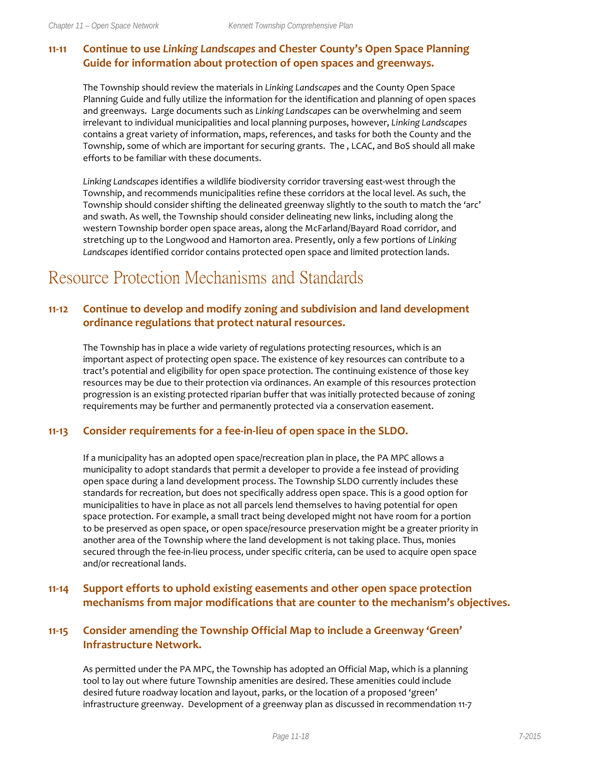### 11-11 Continue to use *Linking Landscapes* and Chester County's Open Space Planning Guide for information about protection of open spaces and greenways.

The Township should review the materials in *Linking Landscapes* and the County Open Space Planning Guide and fully utilize the information for the identification and planning of open spaces and greenways. Large documents such as *Linking Landscapes* can be overwhelming and seem irrelevant to individual municipalities and local planning purposes, however, *Linking Landscapes* contains a great variety of information, maps, references, and tasks for both the County and the Township, some of which are important for securing grants. The , LCAC, and BoS should all make efforts to be familiar with these documents.

*Linking Landscapes* identifies a wildlife biodiversity corridor traversing east-west through the Township, and recommends municipalities refine these corridors at the local level. As such, the Township should consider shifting the delineated greenway slightly to the south to match the 'arc' and swath. As well, the Township should consider delineating new links, including along the western Township border open space areas, along the McFarland/Bayard Road corridor, and stretching up to the Longwood and Hamorton area. Presently, only a few portions of *Linking Landscapes* identified corridor contains protected open space and limited protection lands.

## Resource Protection Mechanisms and Standards

### 11-12 Continue to develop and modify zoning and subdivision and land development ordinance regulations that protect natural resources.

The Township has in place a wide variety of regulations protecting resources, which is an important aspect of protecting open space. The existence of key resources can contribute to a tract's potential and eligibility for open space protection. The continuing existence of those key resources may be due to their protection via ordinances. An example of this resources protection progression is an existing protected riparian buffer that was initially protected because of zoning requirements may be further and permanently protected via a conservation easement.

### 11-13 Consider requirements for a fee-in-lieu of open space in the SLDO.

If a municipality has an adopted open space/recreation plan in place, the PA MPC allows a municipality to adopt standards that permit a developer to provide a fee instead of providing open space during a land development process. The Township SLDO currently includes these standards for recreation, but does not specifically address open space. This is a good option for municipalities to have in place as not all parcels lend themselves to having potential for open space protection. For example, a small tract being developed might not have room for a portion to be preserved as open space, or open space/resource preservation might be a greater priority in another area of the Township where the land development is not taking place. Thus, monies secured through the fee-in-lieu process, under specific criteria, can be used to acquire open space and/or recreational lands.

### 11-14 Support efforts to uphold existing easements and other open space protection mechanisms from major modifications that are counter to the mechanism's objectives.

### 11-15 Consider amending the Township Official Map to include a Greenway 'Green' Infrastructure Network.

As permitted under the PA MPC, the Township has adopted an Official Map, which is a planning tool to lay out where future Township amenities are desired. These amenities could include desired future roadway location and layout, parks, or the location of a proposed 'green' infrastructure greenway. Development of a greenway plan as discussed in recommendation 11-7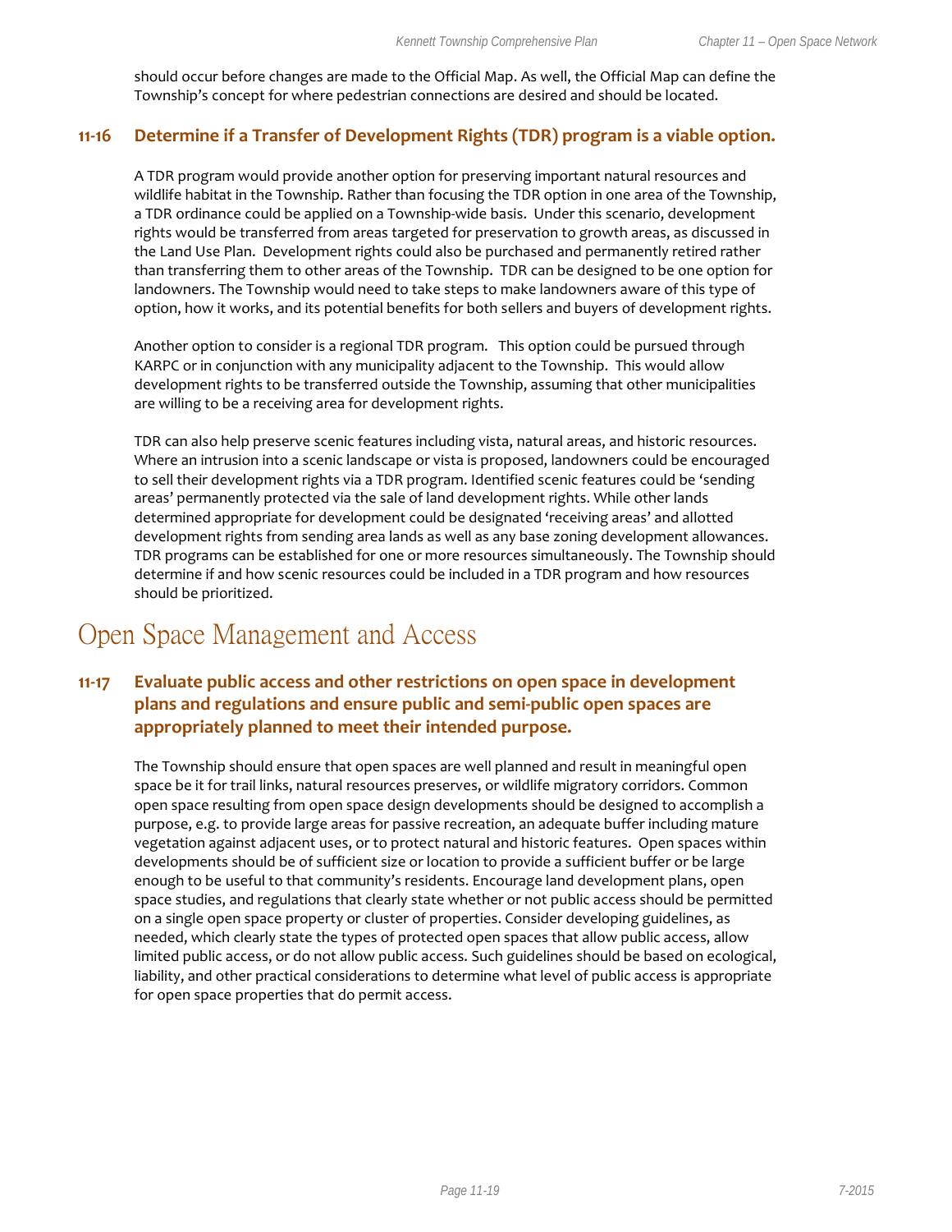should occur before changes are made to the Official Map. As well, the Official Map can define the Township's concept for where pedestrian connections are desired and should be located.

### 11-16 Determine if a Transfer of Development Rights (TDR) program is a viable option.

A TDR program would provide another option for preserving important natural resources and wildlife habitat in the Township. Rather than focusing the TDR option in one area of the Township, a TDR ordinance could be applied on a Township-wide basis. Under this scenario, development rights would be transferred from areas targeted for preservation to growth areas, as discussed in the Land Use Plan. Development rights could also be purchased and permanently retired rather than transferring them to other areas of the Township. TDR can be designed to be one option for landowners. The Township would need to take steps to make landowners aware of this type of option, how it works, and its potential benefits for both sellers and buyers of development rights.

Another option to consider is a regional TDR program. This option could be pursued through KARPC or in conjunction with any municipality adjacent to the Township. This would allow development rights to be transferred outside the Township, assuming that other municipalities are willing to be a receiving area for development rights.

TDR can also help preserve scenic features including vista, natural areas, and historic resources. Where an intrusion into a scenic landscape or vista is proposed, landowners could be encouraged to sell their development rights via a TDR program. Identified scenic features could be 'sending areas' permanently protected via the sale of land development rights. While other lands determined appropriate for development could be designated 'receiving areas' and allotted development rights from sending area lands as well as any base zoning development allowances. TDR programs can be established for one or more resources simultaneously. The Township should determine if and how scenic resources could be included in a TDR program and how resources should be prioritized.

## Open Space Management and Access

### 11-17 Evaluate public access and other restrictions on open space in development plans and regulations and ensure public and semi-public open spaces are appropriately planned to meet their intended purpose.

The Township should ensure that open spaces are well planned and result in meaningful open space be it for trail links, natural resources preserves, or wildlife migratory corridors. Common open space resulting from open space design developments should be designed to accomplish a purpose, e.g. to provide large areas for passive recreation, an adequate buffer including mature vegetation against adjacent uses, or to protect natural and historic features. Open spaces within developments should be of sufficient size or location to provide a sufficient buffer or be large enough to be useful to that community's residents. Encourage land development plans, open space studies, and regulations that clearly state whether or not public access should be permitted on a single open space property or cluster of properties. Consider developing guidelines, as needed, which clearly state the types of protected open spaces that allow public access, allow limited public access, or do not allow public access. Such guidelines should be based on ecological, liability, and other practical considerations to determine what level of public access is appropriate for open space properties that do permit access.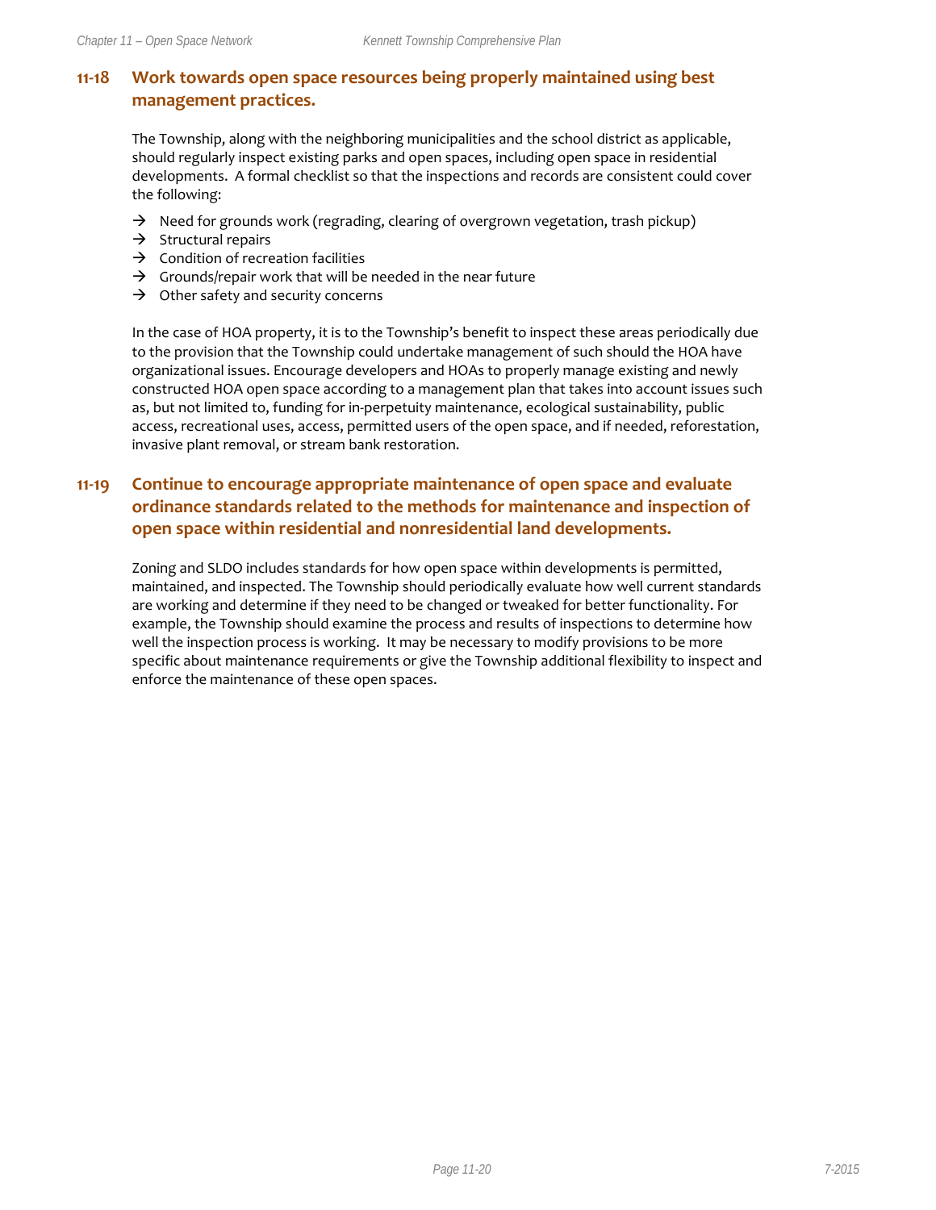## 11-18 Work towards open space resources being properly maintained using best management practices.

The Township, along with the neighboring municipalities and the school district as applicable, should regularly inspect existing parks and open spaces, including open space in residential developments. A formal checklist so that the inspections and records are consistent could cover the following:

- → Need for grounds work (regrading, clearing of overgrown vegetation, trash pickup)
- → Structural repairs
- → Condition of recreation facilities
- → Grounds/repair work that will be needed in the near future
- → Other safety and security concerns

In the case of HOA property, it is to the Township's benefit to inspect these areas periodically due to the provision that the Township could undertake management of such should the HOA have organizational issues. Encourage developers and HOAs to properly manage existing and newly constructed HOA open space according to a management plan that takes into account issues such as, but not limited to, funding for in-perpetuity maintenance, ecological sustainability, public access, recreational uses, access, permitted users of the open space, and if needed, reforestation, invasive plant removal, or stream bank restoration.

## 11-19 Continue to encourage appropriate maintenance of open space and evaluate ordinance standards related to the methods for maintenance and inspection of open space within residential and nonresidential land developments.

Zoning and SLDO includes standards for how open space within developments is permitted, maintained, and inspected. The Township should periodically evaluate how well current standards are working and determine if they need to be changed or tweaked for better functionality. For example, the Township should examine the process and results of inspections to determine how well the inspection process is working. It may be necessary to modify provisions to be more specific about maintenance requirements or give the Township additional flexibility to inspect and enforce the maintenance of these open spaces.